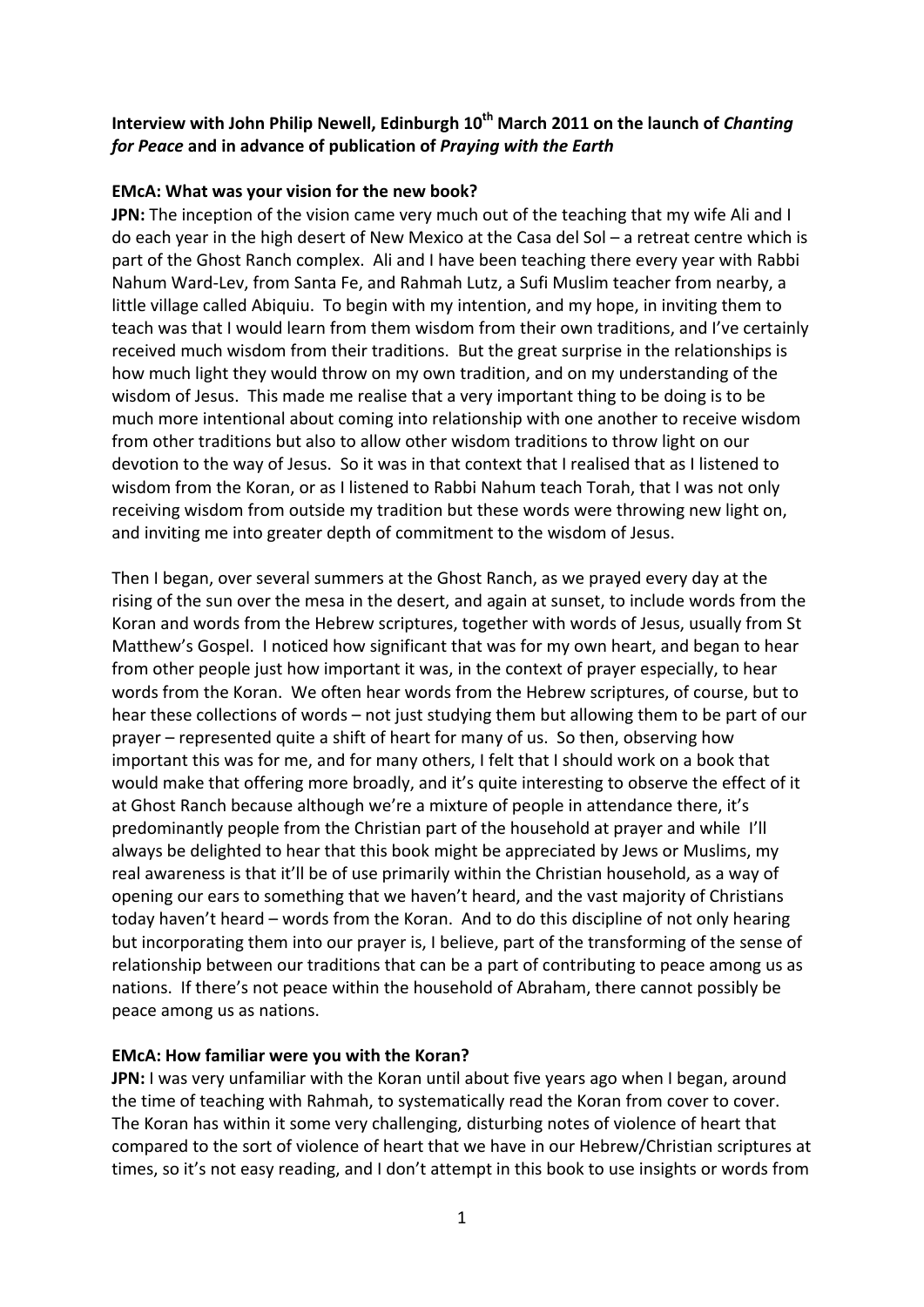**Interview with John Philip Newell, Edinburgh 10th March 2011 on the launch of *Chanting for Peace* and in advance of publication of *Praying with the Earth***

**EMcA: What was your vision for the new book?**

**JPN:** The inception of the vision came very much out of the teaching that my wife Ali and I do each year in the high desert of New Mexico at the Casa del Sol – a retreat centre which is part of the Ghost Ranch complex. Ali and I have been teaching there every year with Rabbi Nahum Ward-Lev, from Santa Fe, and Rahmah Lutz, a Sufi Muslim teacher from nearby, a little village called Abiquiu. To begin with my intention, and my hope, in inviting them to teach was that I would learn from them wisdom from their own traditions, and I've certainly received much wisdom from their traditions. But the great surprise in the relationships is how much light they would throw on my own tradition, and on my understanding of the wisdom of Jesus. This made me realise that a very important thing to be doing is to be much more intentional about coming into relationship with one another to receive wisdom from other traditions but also to allow other wisdom traditions to throw light on our devotion to the way of Jesus. So it was in that context that I realised that as I listened to wisdom from the Koran, or as I listened to Rabbi Nahum teach Torah, that I was not only receiving wisdom from outside my tradition but these words were throwing new light on, and inviting me into greater depth of commitment to the wisdom of Jesus.

Then I began, over several summers at the Ghost Ranch, as we prayed every day at the rising of the sun over the mesa in the desert, and again at sunset, to include words from the Koran and words from the Hebrew scriptures, together with words of Jesus, usually from St Matthew's Gospel. I noticed how significant that was for my own heart, and began to hear from other people just how important it was, in the context of prayer especially, to hear words from the Koran. We often hear words from the Hebrew scriptures, of course, but to hear these collections of words – not just studying them but allowing them to be part of our prayer – represented quite a shift of heart for many of us. So then, observing how important this was for me, and for many others, I felt that I should work on a book that would make that offering more broadly, and it's quite interesting to observe the effect of it at Ghost Ranch because although we're a mixture of people in attendance there, it's predominantly people from the Christian part of the household at prayer and while I'll always be delighted to hear that this book might be appreciated by Jews or Muslims, my real awareness is that it'll be of use primarily within the Christian household, as a way of opening our ears to something that we haven't heard, and the vast majority of Christians today haven't heard – words from the Koran. And to do this discipline of not only hearing but incorporating them into our prayer is, I believe, part of the transforming of the sense of relationship between our traditions that can be a part of contributing to peace among us as nations. If there's not peace within the household of Abraham, there cannot possibly be peace among us as nations.

**EMcA: How familiar were you with the Koran?**

**JPN:** I was very unfamiliar with the Koran until about five years ago when I began, around the time of teaching with Rahmah, to systematically read the Koran from cover to cover. The Koran has within it some very challenging, disturbing notes of violence of heart that compared to the sort of violence of heart that we have in our Hebrew/Christian scriptures at times, so it's not easy reading, and I don't attempt in this book to use insights or words from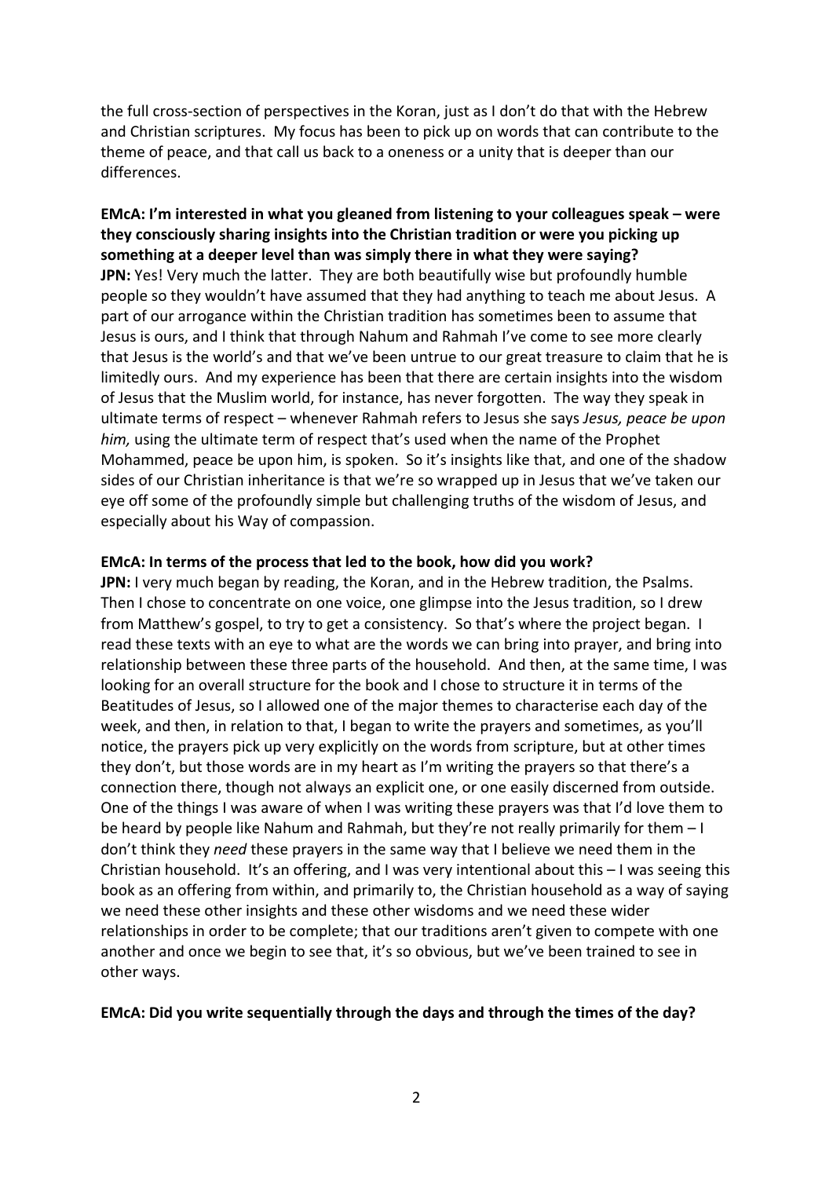the full cross-section of perspectives in the Koran, just as I don't do that with the Hebrew and Christian scriptures. My focus has been to pick up on words that can contribute to the theme of peace, and that call us back to a oneness or a unity that is deeper than our differences.

**EMcA: I'm interested in what you gleaned from listening to your colleagues speak – were they consciously sharing insights into the Christian tradition or were you picking up something at a deeper level than was simply there in what they were saying?**
**JPN:** Yes! Very much the latter. They are both beautifully wise but profoundly humble people so they wouldn't have assumed that they had anything to teach me about Jesus. A part of our arrogance within the Christian tradition has sometimes been to assume that Jesus is ours, and I think that through Nahum and Rahmah I've come to see more clearly that Jesus is the world's and that we've been untrue to our great treasure to claim that he is limitedly ours. And my experience has been that there are certain insights into the wisdom of Jesus that the Muslim world, for instance, has never forgotten. The way they speak in ultimate terms of respect – whenever Rahmah refers to Jesus she says *Jesus, peace be upon him,* using the ultimate term of respect that's used when the name of the Prophet Mohammed, peace be upon him, is spoken. So it's insights like that, and one of the shadow sides of our Christian inheritance is that we're so wrapped up in Jesus that we've taken our eye off some of the profoundly simple but challenging truths of the wisdom of Jesus, and especially about his Way of compassion.

**EMcA: In terms of the process that led to the book, how did you work?**
**JPN:** I very much began by reading, the Koran, and in the Hebrew tradition, the Psalms. Then I chose to concentrate on one voice, one glimpse into the Jesus tradition, so I drew from Matthew's gospel, to try to get a consistency. So that's where the project began. I read these texts with an eye to what are the words we can bring into prayer, and bring into relationship between these three parts of the household. And then, at the same time, I was looking for an overall structure for the book and I chose to structure it in terms of the Beatitudes of Jesus, so I allowed one of the major themes to characterise each day of the week, and then, in relation to that, I began to write the prayers and sometimes, as you'll notice, the prayers pick up very explicitly on the words from scripture, but at other times they don't, but those words are in my heart as I'm writing the prayers so that there's a connection there, though not always an explicit one, or one easily discerned from outside. One of the things I was aware of when I was writing these prayers was that I'd love them to be heard by people like Nahum and Rahmah, but they're not really primarily for them – I don't think they *need* these prayers in the same way that I believe we need them in the Christian household. It's an offering, and I was very intentional about this – I was seeing this book as an offering from within, and primarily to, the Christian household as a way of saying we need these other insights and these other wisdoms and we need these wider relationships in order to be complete; that our traditions aren't given to compete with one another and once we begin to see that, it's so obvious, but we've been trained to see in other ways.

**EMcA: Did you write sequentially through the days and through the times of the day?**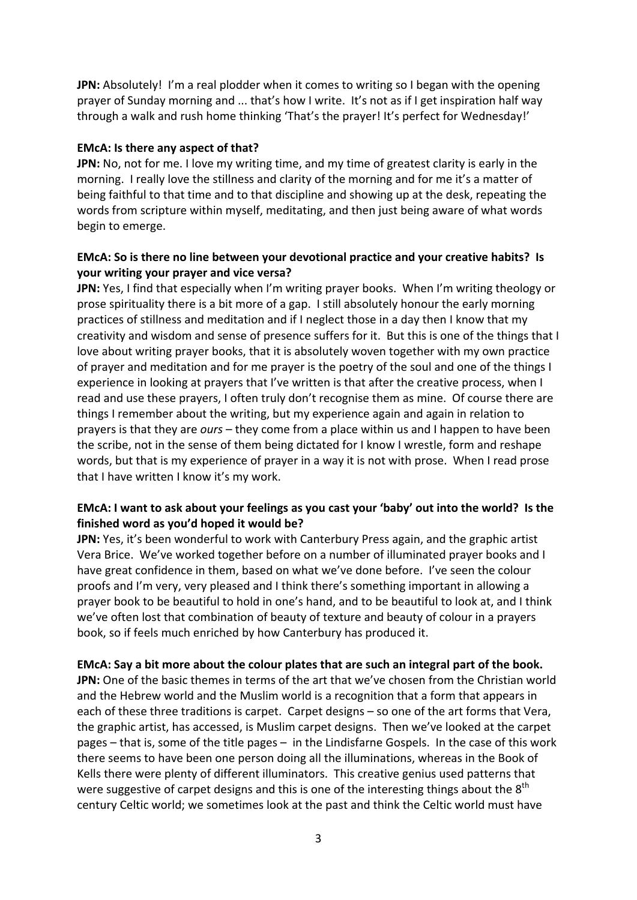**JPN:** Absolutely! I'm a real plodder when it comes to writing so I began with the opening prayer of Sunday morning and ... that's how I write. It's not as if I get inspiration half way through a walk and rush home thinking 'That's the prayer! It's perfect for Wednesday!'

**EMcA: Is there any aspect of that?**
**JPN:** No, not for me. I love my writing time, and my time of greatest clarity is early in the morning. I really love the stillness and clarity of the morning and for me it's a matter of being faithful to that time and to that discipline and showing up at the desk, repeating the words from scripture within myself, meditating, and then just being aware of what words begin to emerge.

**EMcA: So is there no line between your devotional practice and your creative habits? Is your writing your prayer and vice versa?**
**JPN:** Yes, I find that especially when I'm writing prayer books. When I'm writing theology or prose spirituality there is a bit more of a gap. I still absolutely honour the early morning practices of stillness and meditation and if I neglect those in a day then I know that my creativity and wisdom and sense of presence suffers for it. But this is one of the things that I love about writing prayer books, that it is absolutely woven together with my own practice of prayer and meditation and for me prayer is the poetry of the soul and one of the things I experience in looking at prayers that I've written is that after the creative process, when I read and use these prayers, I often truly don't recognise them as mine. Of course there are things I remember about the writing, but my experience again and again in relation to prayers is that they are *ours* – they come from a place within us and I happen to have been the scribe, not in the sense of them being dictated for I know I wrestle, form and reshape words, but that is my experience of prayer in a way it is not with prose. When I read prose that I have written I know it's my work.

**EMcA: I want to ask about your feelings as you cast your 'baby' out into the world? Is the finished word as you'd hoped it would be?**
**JPN:** Yes, it's been wonderful to work with Canterbury Press again, and the graphic artist Vera Brice. We've worked together before on a number of illuminated prayer books and I have great confidence in them, based on what we've done before. I've seen the colour proofs and I'm very, very pleased and I think there's something important in allowing a prayer book to be beautiful to hold in one's hand, and to be beautiful to look at, and I think we've often lost that combination of beauty of texture and beauty of colour in a prayers book, so if feels much enriched by how Canterbury has produced it.

**EMcA: Say a bit more about the colour plates that are such an integral part of the book.**
**JPN:** One of the basic themes in terms of the art that we've chosen from the Christian world and the Hebrew world and the Muslim world is a recognition that a form that appears in each of these three traditions is carpet. Carpet designs – so one of the art forms that Vera, the graphic artist, has accessed, is Muslim carpet designs. Then we've looked at the carpet pages – that is, some of the title pages – in the Lindisfarne Gospels. In the case of this work there seems to have been one person doing all the illuminations, whereas in the Book of Kells there were plenty of different illuminators. This creative genius used patterns that were suggestive of carpet designs and this is one of the interesting things about the 8th century Celtic world; we sometimes look at the past and think the Celtic world must have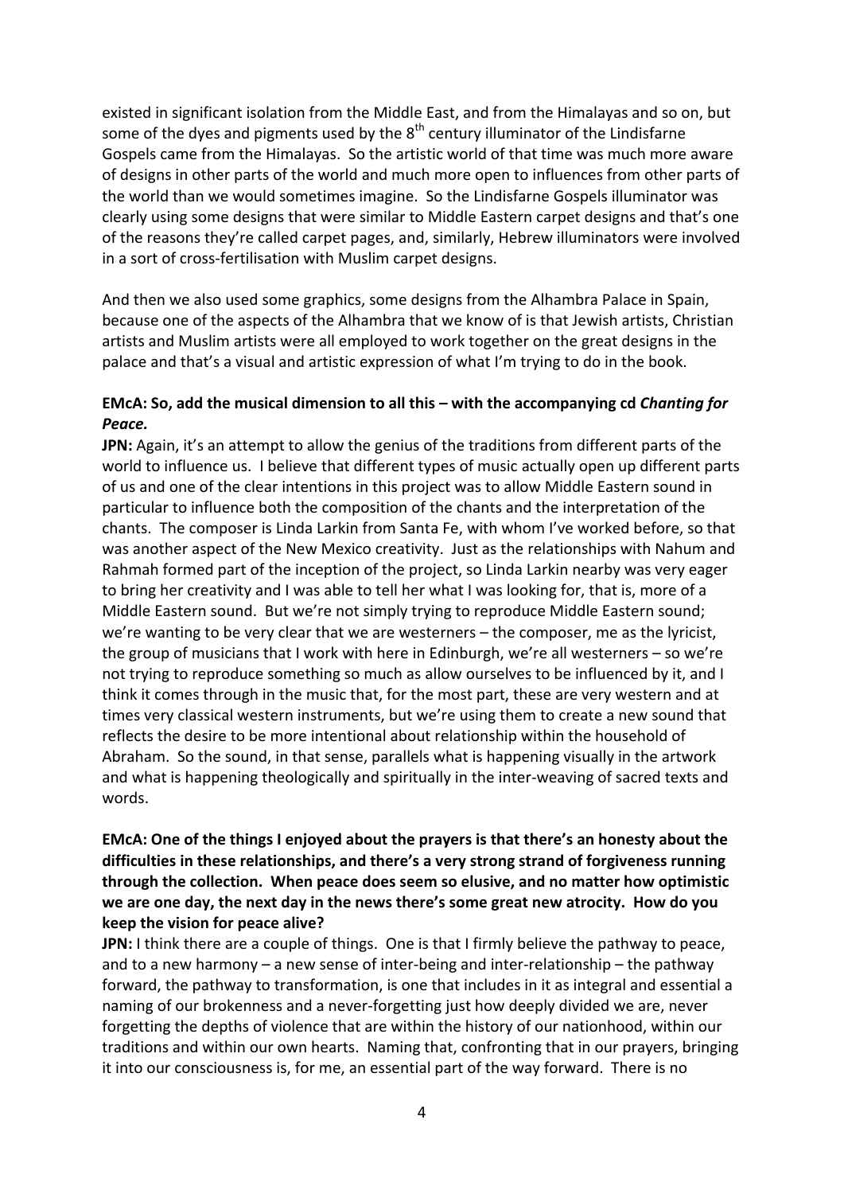existed in significant isolation from the Middle East, and from the Himalayas and so on, but some of the dyes and pigments used by the 8th century illuminator of the Lindisfarne Gospels came from the Himalayas. So the artistic world of that time was much more aware of designs in other parts of the world and much more open to influences from other parts of the world than we would sometimes imagine. So the Lindisfarne Gospels illuminator was clearly using some designs that were similar to Middle Eastern carpet designs and that's one of the reasons they're called carpet pages, and, similarly, Hebrew illuminators were involved in a sort of cross-fertilisation with Muslim carpet designs.

And then we also used some graphics, some designs from the Alhambra Palace in Spain, because one of the aspects of the Alhambra that we know of is that Jewish artists, Christian artists and Muslim artists were all employed to work together on the great designs in the palace and that's a visual and artistic expression of what I'm trying to do in the book.

**EMcA: So, add the musical dimension to all this – with the accompanying cd *Chanting for Peace.***

**JPN:** Again, it's an attempt to allow the genius of the traditions from different parts of the world to influence us. I believe that different types of music actually open up different parts of us and one of the clear intentions in this project was to allow Middle Eastern sound in particular to influence both the composition of the chants and the interpretation of the chants. The composer is Linda Larkin from Santa Fe, with whom I've worked before, so that was another aspect of the New Mexico creativity. Just as the relationships with Nahum and Rahmah formed part of the inception of the project, so Linda Larkin nearby was very eager to bring her creativity and I was able to tell her what I was looking for, that is, more of a Middle Eastern sound. But we're not simply trying to reproduce Middle Eastern sound; we're wanting to be very clear that we are westerners – the composer, me as the lyricist, the group of musicians that I work with here in Edinburgh, we're all westerners – so we're not trying to reproduce something so much as allow ourselves to be influenced by it, and I think it comes through in the music that, for the most part, these are very western and at times very classical western instruments, but we're using them to create a new sound that reflects the desire to be more intentional about relationship within the household of Abraham. So the sound, in that sense, parallels what is happening visually in the artwork and what is happening theologically and spiritually in the inter-weaving of sacred texts and words.

**EMcA: One of the things I enjoyed about the prayers is that there's an honesty about the difficulties in these relationships, and there's a very strong strand of forgiveness running through the collection. When peace does seem so elusive, and no matter how optimistic we are one day, the next day in the news there's some great new atrocity. How do you keep the vision for peace alive?**

**JPN:** I think there are a couple of things. One is that I firmly believe the pathway to peace, and to a new harmony – a new sense of inter-being and inter-relationship – the pathway forward, the pathway to transformation, is one that includes in it as integral and essential a naming of our brokenness and a never-forgetting just how deeply divided we are, never forgetting the depths of violence that are within the history of our nationhood, within our traditions and within our own hearts. Naming that, confronting that in our prayers, bringing it into our consciousness is, for me, an essential part of the way forward. There is no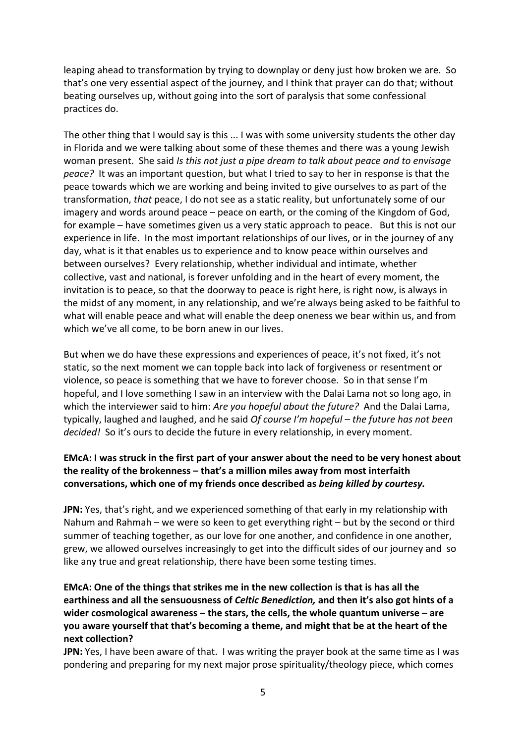leaping ahead to transformation by trying to downplay or deny just how broken we are. So that's one very essential aspect of the journey, and I think that prayer can do that; without beating ourselves up, without going into the sort of paralysis that some confessional practices do.

The other thing that I would say is this ... I was with some university students the other day in Florida and we were talking about some of these themes and there was a young Jewish woman present. She said *Is this not just a pipe dream to talk about peace and to envisage peace?* It was an important question, but what I tried to say to her in response is that the peace towards which we are working and being invited to give ourselves to as part of the transformation, *that* peace, I do not see as a static reality, but unfortunately some of our imagery and words around peace – peace on earth, or the coming of the Kingdom of God, for example – have sometimes given us a very static approach to peace. But this is not our experience in life. In the most important relationships of our lives, or in the journey of any day, what is it that enables us to experience and to know peace within ourselves and between ourselves? Every relationship, whether individual and intimate, whether collective, vast and national, is forever unfolding and in the heart of every moment, the invitation is to peace, so that the doorway to peace is right here, is right now, is always in the midst of any moment, in any relationship, and we're always being asked to be faithful to what will enable peace and what will enable the deep oneness we bear within us, and from which we've all come, to be born anew in our lives.

But when we do have these expressions and experiences of peace, it's not fixed, it's not static, so the next moment we can topple back into lack of forgiveness or resentment or violence, so peace is something that we have to forever choose. So in that sense I'm hopeful, and I love something I saw in an interview with the Dalai Lama not so long ago, in which the interviewer said to him: *Are you hopeful about the future?* And the Dalai Lama, typically, laughed and laughed, and he said *Of course I'm hopeful – the future has not been decided!* So it's ours to decide the future in every relationship, in every moment.

**EMcA: I was struck in the first part of your answer about the need to be very honest about the reality of the brokenness – that's a million miles away from most interfaith conversations, which one of my friends once described as *being killed by courtesy.***

**JPN:** Yes, that's right, and we experienced something of that early in my relationship with Nahum and Rahmah – we were so keen to get everything right – but by the second or third summer of teaching together, as our love for one another, and confidence in one another, grew, we allowed ourselves increasingly to get into the difficult sides of our journey and so like any true and great relationship, there have been some testing times.

**EMcA: One of the things that strikes me in the new collection is that is has all the earthiness and all the sensuousness of *Celtic Benediction,* and then it's also got hints of a wider cosmological awareness – the stars, the cells, the whole quantum universe – are you aware yourself that that's becoming a theme, and might that be at the heart of the next collection?**

**JPN:** Yes, I have been aware of that. I was writing the prayer book at the same time as I was pondering and preparing for my next major prose spirituality/theology piece, which comes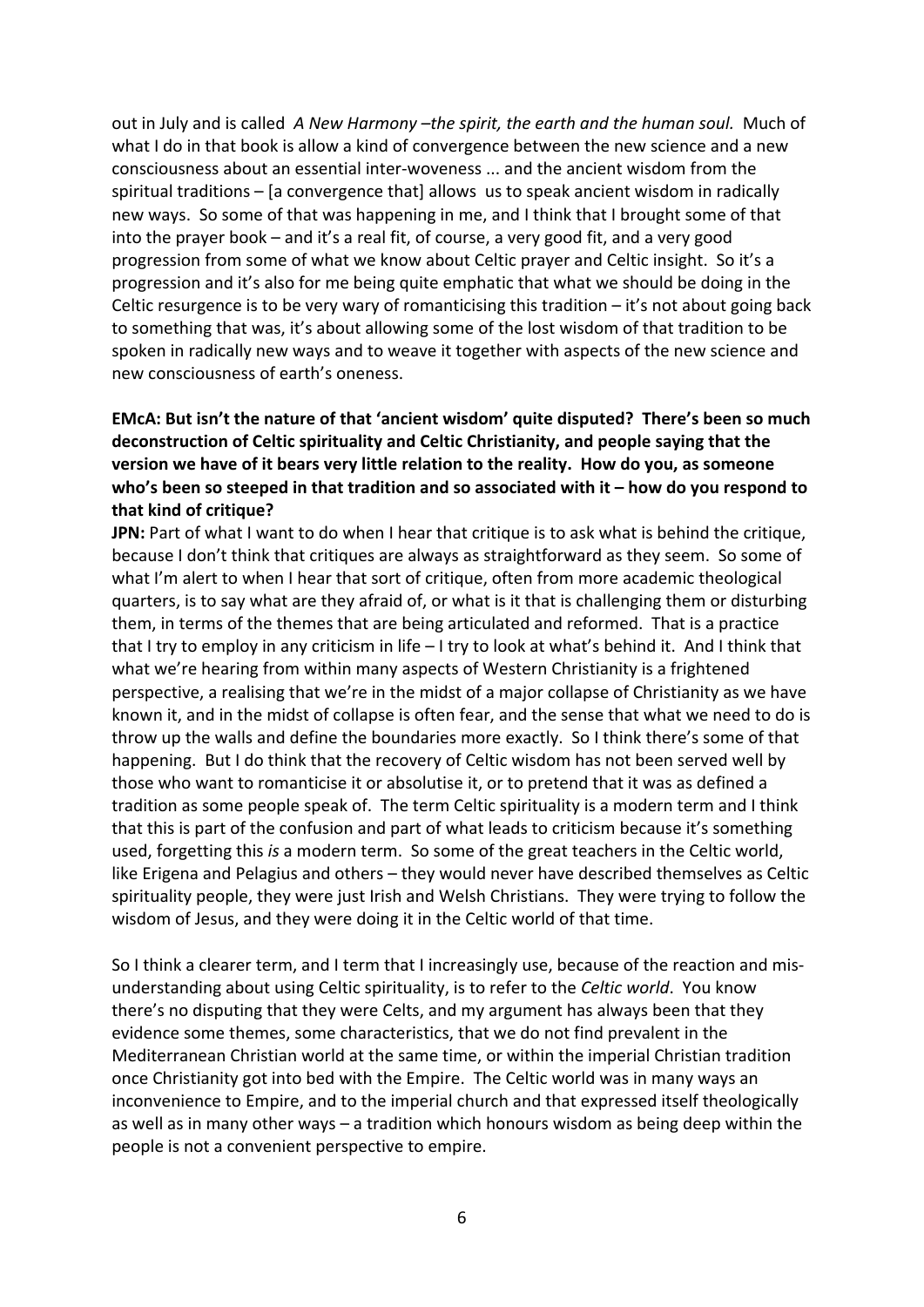out in July and is called *A New Harmony –the spirit, the earth and the human soul.* Much of what I do in that book is allow a kind of convergence between the new science and a new consciousness about an essential inter-woveness ... and the ancient wisdom from the spiritual traditions – [a convergence that] allows us to speak ancient wisdom in radically new ways. So some of that was happening in me, and I think that I brought some of that into the prayer book – and it's a real fit, of course, a very good fit, and a very good progression from some of what we know about Celtic prayer and Celtic insight. So it's a progression and it's also for me being quite emphatic that what we should be doing in the Celtic resurgence is to be very wary of romanticising this tradition – it's not about going back to something that was, it's about allowing some of the lost wisdom of that tradition to be spoken in radically new ways and to weave it together with aspects of the new science and new consciousness of earth's oneness.

**EMcA: But isn't the nature of that 'ancient wisdom' quite disputed? There's been so much deconstruction of Celtic spirituality and Celtic Christianity, and people saying that the version we have of it bears very little relation to the reality. How do you, as someone who's been so steeped in that tradition and so associated with it – how do you respond to that kind of critique?**

**JPN:** Part of what I want to do when I hear that critique is to ask what is behind the critique, because I don't think that critiques are always as straightforward as they seem. So some of what I'm alert to when I hear that sort of critique, often from more academic theological quarters, is to say what are they afraid of, or what is it that is challenging them or disturbing them, in terms of the themes that are being articulated and reformed. That is a practice that I try to employ in any criticism in life – I try to look at what's behind it. And I think that what we're hearing from within many aspects of Western Christianity is a frightened perspective, a realising that we're in the midst of a major collapse of Christianity as we have known it, and in the midst of collapse is often fear, and the sense that what we need to do is throw up the walls and define the boundaries more exactly. So I think there's some of that happening. But I do think that the recovery of Celtic wisdom has not been served well by those who want to romanticise it or absolutise it, or to pretend that it was as defined a tradition as some people speak of. The term Celtic spirituality is a modern term and I think that this is part of the confusion and part of what leads to criticism because it's something used, forgetting this *is* a modern term. So some of the great teachers in the Celtic world, like Erigena and Pelagius and others – they would never have described themselves as Celtic spirituality people, they were just Irish and Welsh Christians. They were trying to follow the wisdom of Jesus, and they were doing it in the Celtic world of that time.

So I think a clearer term, and I term that I increasingly use, because of the reaction and mis-understanding about using Celtic spirituality, is to refer to the *Celtic world*. You know there's no disputing that they were Celts, and my argument has always been that they evidence some themes, some characteristics, that we do not find prevalent in the Mediterranean Christian world at the same time, or within the imperial Christian tradition once Christianity got into bed with the Empire. The Celtic world was in many ways an inconvenience to Empire, and to the imperial church and that expressed itself theologically as well as in many other ways – a tradition which honours wisdom as being deep within the people is not a convenient perspective to empire.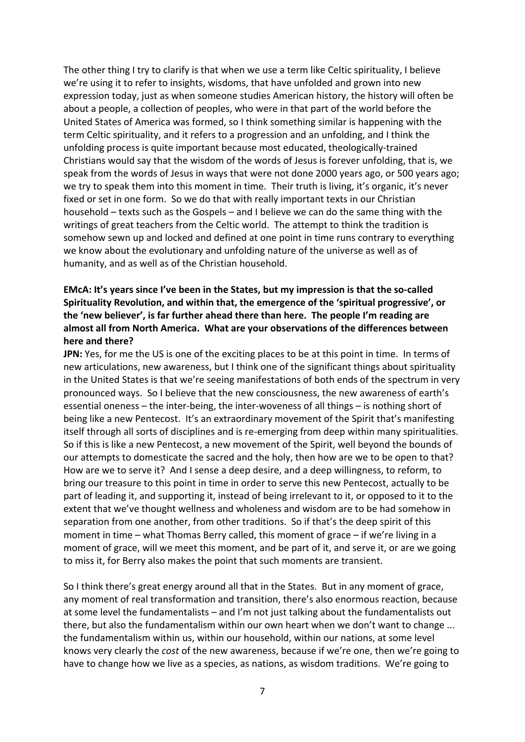The other thing I try to clarify is that when we use a term like Celtic spirituality, I believe we're using it to refer to insights, wisdoms, that have unfolded and grown into new expression today, just as when someone studies American history, the history will often be about a people, a collection of peoples, who were in that part of the world before the United States of America was formed, so I think something similar is happening with the term Celtic spirituality, and it refers to a progression and an unfolding, and I think the unfolding process is quite important because most educated, theologically-trained Christians would say that the wisdom of the words of Jesus is forever unfolding, that is, we speak from the words of Jesus in ways that were not done 2000 years ago, or 500 years ago; we try to speak them into this moment in time. Their truth is living, it's organic, it's never fixed or set in one form. So we do that with really important texts in our Christian household – texts such as the Gospels – and I believe we can do the same thing with the writings of great teachers from the Celtic world. The attempt to think the tradition is somehow sewn up and locked and defined at one point in time runs contrary to everything we know about the evolutionary and unfolding nature of the universe as well as of humanity, and as well as of the Christian household.

**EMcA: It's years since I've been in the States, but my impression is that the so-called Spirituality Revolution, and within that, the emergence of the 'spiritual progressive', or the 'new believer', is far further ahead there than here. The people I'm reading are almost all from North America. What are your observations of the differences between here and there?**

**JPN:** Yes, for me the US is one of the exciting places to be at this point in time. In terms of new articulations, new awareness, but I think one of the significant things about spirituality in the United States is that we're seeing manifestations of both ends of the spectrum in very pronounced ways. So I believe that the new consciousness, the new awareness of earth's essential oneness – the inter-being, the inter-woveness of all things – is nothing short of being like a new Pentecost. It's an extraordinary movement of the Spirit that's manifesting itself through all sorts of disciplines and is re-emerging from deep within many spiritualities. So if this is like a new Pentecost, a new movement of the Spirit, well beyond the bounds of our attempts to domesticate the sacred and the holy, then how are we to be open to that? How are we to serve it? And I sense a deep desire, and a deep willingness, to reform, to bring our treasure to this point in time in order to serve this new Pentecost, actually to be part of leading it, and supporting it, instead of being irrelevant to it, or opposed to it to the extent that we've thought wellness and wholeness and wisdom are to be had somehow in separation from one another, from other traditions. So if that's the deep spirit of this moment in time – what Thomas Berry called, this moment of grace – if we're living in a moment of grace, will we meet this moment, and be part of it, and serve it, or are we going to miss it, for Berry also makes the point that such moments are transient.

So I think there's great energy around all that in the States. But in any moment of grace, any moment of real transformation and transition, there's also enormous reaction, because at some level the fundamentalists – and I'm not just talking about the fundamentalists out there, but also the fundamentalism within our own heart when we don't want to change ... the fundamentalism within us, within our household, within our nations, at some level knows very clearly the *cost* of the new awareness, because if we're one, then we're going to have to change how we live as a species, as nations, as wisdom traditions. We're going to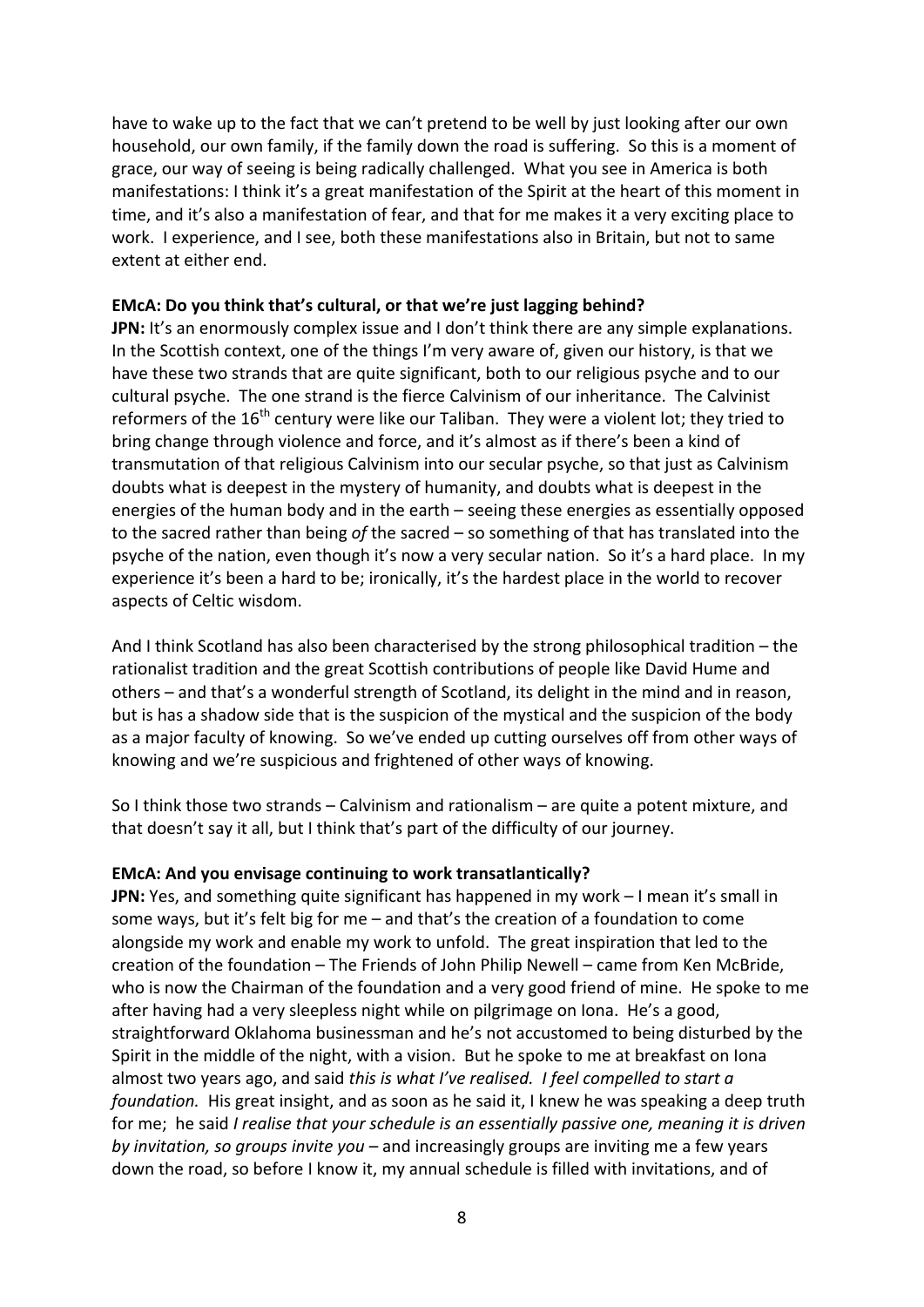have to wake up to the fact that we can't pretend to be well by just looking after our own household, our own family, if the family down the road is suffering. So this is a moment of grace, our way of seeing is being radically challenged. What you see in America is both manifestations: I think it's a great manifestation of the Spirit at the heart of this moment in time, and it's also a manifestation of fear, and that for me makes it a very exciting place to work. I experience, and I see, both these manifestations also in Britain, but not to same extent at either end.

**EMcA: Do you think that's cultural, or that we're just lagging behind?**

**JPN:** It's an enormously complex issue and I don't think there are any simple explanations. In the Scottish context, one of the things I'm very aware of, given our history, is that we have these two strands that are quite significant, both to our religious psyche and to our cultural psyche. The one strand is the fierce Calvinism of our inheritance. The Calvinist reformers of the 16th century were like our Taliban. They were a violent lot; they tried to bring change through violence and force, and it's almost as if there's been a kind of transmutation of that religious Calvinism into our secular psyche, so that just as Calvinism doubts what is deepest in the mystery of humanity, and doubts what is deepest in the energies of the human body and in the earth – seeing these energies as essentially opposed to the sacred rather than being *of* the sacred – so something of that has translated into the psyche of the nation, even though it's now a very secular nation. So it's a hard place. In my experience it's been a hard to be; ironically, it's the hardest place in the world to recover aspects of Celtic wisdom.

And I think Scotland has also been characterised by the strong philosophical tradition – the rationalist tradition and the great Scottish contributions of people like David Hume and others – and that's a wonderful strength of Scotland, its delight in the mind and in reason, but is has a shadow side that is the suspicion of the mystical and the suspicion of the body as a major faculty of knowing. So we've ended up cutting ourselves off from other ways of knowing and we're suspicious and frightened of other ways of knowing.

So I think those two strands – Calvinism and rationalism – are quite a potent mixture, and that doesn't say it all, but I think that's part of the difficulty of our journey.

**EMcA: And you envisage continuing to work transatlantically?**

**JPN:** Yes, and something quite significant has happened in my work – I mean it's small in some ways, but it's felt big for me – and that's the creation of a foundation to come alongside my work and enable my work to unfold. The great inspiration that led to the creation of the foundation – The Friends of John Philip Newell – came from Ken McBride, who is now the Chairman of the foundation and a very good friend of mine. He spoke to me after having had a very sleepless night while on pilgrimage on Iona. He's a good, straightforward Oklahoma businessman and he's not accustomed to being disturbed by the Spirit in the middle of the night, with a vision. But he spoke to me at breakfast on Iona almost two years ago, and said *this is what I've realised. I feel compelled to start a foundation.* His great insight, and as soon as he said it, I knew he was speaking a deep truth for me; he said *I realise that your schedule is an essentially passive one, meaning it is driven by invitation, so groups invite you* – and increasingly groups are inviting me a few years down the road, so before I know it, my annual schedule is filled with invitations, and of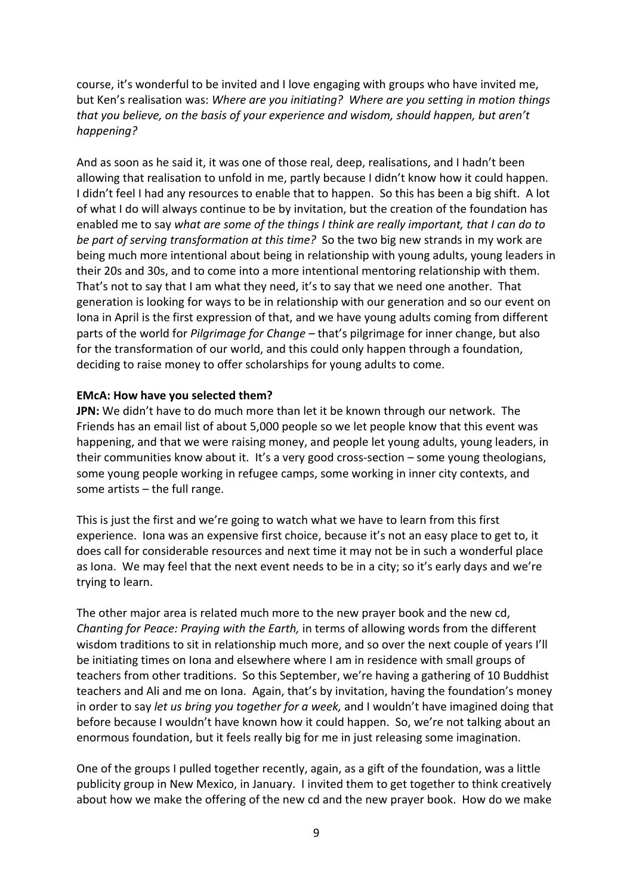course, it's wonderful to be invited and I love engaging with groups who have invited me, but Ken's realisation was: *Where are you initiating? Where are you setting in motion things that you believe, on the basis of your experience and wisdom, should happen, but aren't happening?*

And as soon as he said it, it was one of those real, deep, realisations, and I hadn't been allowing that realisation to unfold in me, partly because I didn't know how it could happen. I didn't feel I had any resources to enable that to happen. So this has been a big shift. A lot of what I do will always continue to be by invitation, but the creation of the foundation has enabled me to say *what are some of the things I think are really important, that I can do to be part of serving transformation at this time?* So the two big new strands in my work are being much more intentional about being in relationship with young adults, young leaders in their 20s and 30s, and to come into a more intentional mentoring relationship with them. That's not to say that I am what they need, it's to say that we need one another. That generation is looking for ways to be in relationship with our generation and so our event on Iona in April is the first expression of that, and we have young adults coming from different parts of the world for *Pilgrimage for Change* – that's pilgrimage for inner change, but also for the transformation of our world, and this could only happen through a foundation, deciding to raise money to offer scholarships for young adults to come.

**EMcA: How have you selected them?**
**JPN:** We didn't have to do much more than let it be known through our network. The Friends has an email list of about 5,000 people so we let people know that this event was happening, and that we were raising money, and people let young adults, young leaders, in their communities know about it. It's a very good cross-section – some young theologians, some young people working in refugee camps, some working in inner city contexts, and some artists – the full range.

This is just the first and we're going to watch what we have to learn from this first experience. Iona was an expensive first choice, because it's not an easy place to get to, it does call for considerable resources and next time it may not be in such a wonderful place as Iona. We may feel that the next event needs to be in a city; so it's early days and we're trying to learn.

The other major area is related much more to the new prayer book and the new cd, *Chanting for Peace: Praying with the Earth,* in terms of allowing words from the different wisdom traditions to sit in relationship much more, and so over the next couple of years I'll be initiating times on Iona and elsewhere where I am in residence with small groups of teachers from other traditions. So this September, we're having a gathering of 10 Buddhist teachers and Ali and me on Iona. Again, that's by invitation, having the foundation's money in order to say *let us bring you together for a week,* and I wouldn't have imagined doing that before because I wouldn't have known how it could happen. So, we're not talking about an enormous foundation, but it feels really big for me in just releasing some imagination.

One of the groups I pulled together recently, again, as a gift of the foundation, was a little publicity group in New Mexico, in January. I invited them to get together to think creatively about how we make the offering of the new cd and the new prayer book. How do we make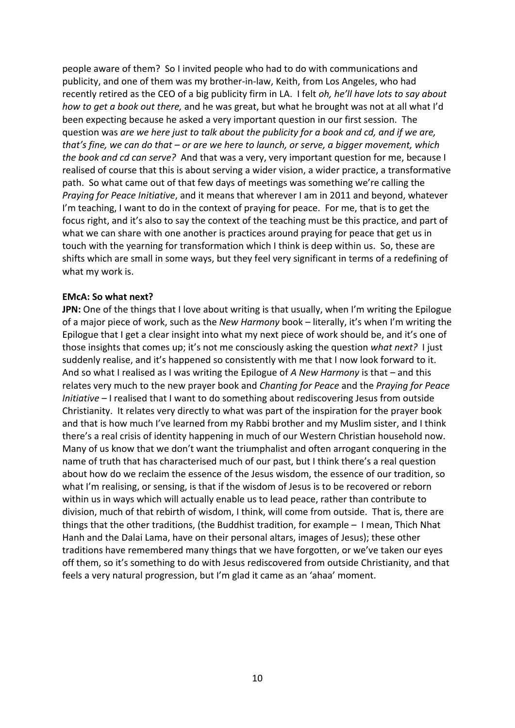people aware of them? So I invited people who had to do with communications and publicity, and one of them was my brother-in-law, Keith, from Los Angeles, who had recently retired as the CEO of a big publicity firm in LA. I felt *oh, he'll have lots to say about how to get a book out there,* and he was great, but what he brought was not at all what I'd been expecting because he asked a very important question in our first session. The question was *are we here just to talk about the publicity for a book and cd, and if we are, that's fine, we can do that – or are we here to launch, or serve, a bigger movement, which the book and cd can serve?* And that was a very, very important question for me, because I realised of course that this is about serving a wider vision, a wider practice, a transformative path. So what came out of that few days of meetings was something we're calling the *Praying for Peace Initiative*, and it means that wherever I am in 2011 and beyond, whatever I'm teaching, I want to do in the context of praying for peace. For me, that is to get the focus right, and it's also to say the context of the teaching must be this practice, and part of what we can share with one another is practices around praying for peace that get us in touch with the yearning for transformation which I think is deep within us. So, these are shifts which are small in some ways, but they feel very significant in terms of a redefining of what my work is.

**EMcA: So what next?**

**JPN:** One of the things that I love about writing is that usually, when I'm writing the Epilogue of a major piece of work, such as the *New Harmony* book – literally, it's when I'm writing the Epilogue that I get a clear insight into what my next piece of work should be, and it's one of those insights that comes up; it's not me consciously asking the question *what next?* I just suddenly realise, and it's happened so consistently with me that I now look forward to it. And so what I realised as I was writing the Epilogue of *A New Harmony* is that – and this relates very much to the new prayer book and *Chanting for Peace* and the *Praying for Peace Initiative* – I realised that I want to do something about rediscovering Jesus from outside Christianity. It relates very directly to what was part of the inspiration for the prayer book and that is how much I've learned from my Rabbi brother and my Muslim sister, and I think there's a real crisis of identity happening in much of our Western Christian household now. Many of us know that we don't want the triumphalist and often arrogant conquering in the name of truth that has characterised much of our past, but I think there's a real question about how do we reclaim the essence of the Jesus wisdom, the essence of our tradition, so what I'm realising, or sensing, is that if the wisdom of Jesus is to be recovered or reborn within us in ways which will actually enable us to lead peace, rather than contribute to division, much of that rebirth of wisdom, I think, will come from outside. That is, there are things that the other traditions, (the Buddhist tradition, for example – I mean, Thich Nhat Hanh and the Dalai Lama, have on their personal altars, images of Jesus); these other traditions have remembered many things that we have forgotten, or we've taken our eyes off them, so it's something to do with Jesus rediscovered from outside Christianity, and that feels a very natural progression, but I'm glad it came as an 'ahaa' moment.